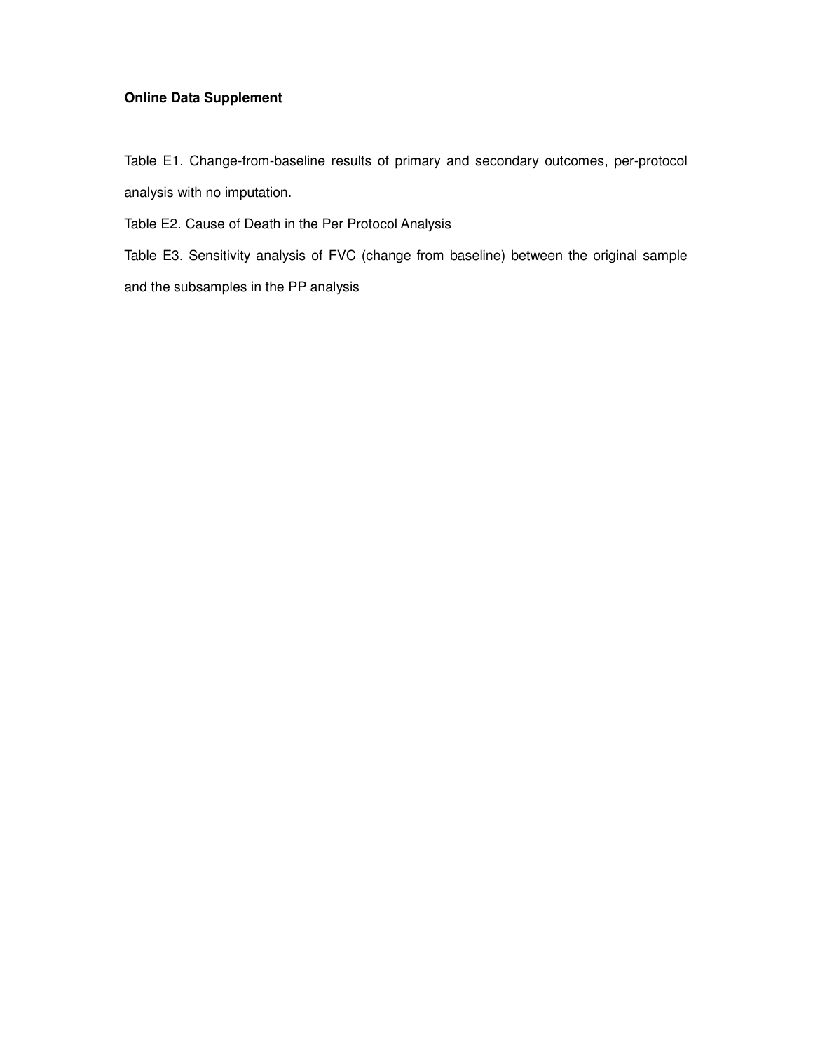**Online Data Supplement**

Table E1. Change-from-baseline results of primary and secondary outcomes, per-protocol analysis with no imputation.

Table E2. Cause of Death in the Per Protocol Analysis

Table E3. Sensitivity analysis of FVC (change from baseline) between the original sample and the subsamples in the PP analysis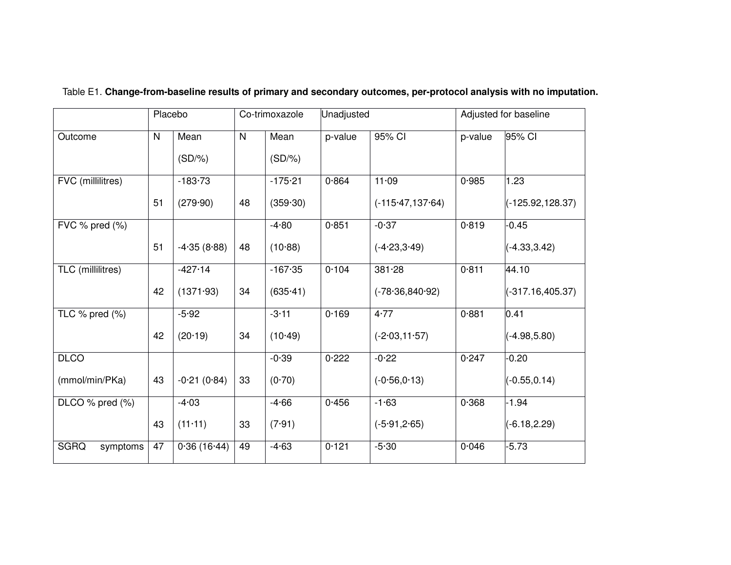Table E1. **Change-from-baseline results of primary and secondary outcomes, per-protocol analysis with no imputation.**

| | Placebo | | Co-trimoxazole | | Unadjusted | | Adjusted for baseline | |
|---|---|---|---|---|---|---|---|---|
| Outcome | N | Mean (SD/%) | N | Mean (SD/%) | p-value | 95% CI | p-value | 95% CI |
| FVC (millilitres) | 51 | -183·73 (279·90) | 48 | -175·21 (359·30) | 0·864 | 11·09 (-115·47,137·64) | 0·985 | 1.23 (-125.92,128.37) |
| FVC % pred (%) | 51 | -4·35 (8·88) | 48 | -4·80 (10·88) | 0·851 | -0·37 (-4·23,3·49) | 0·819 | -0.45 (-4.33,3.42) |
| TLC (millilitres) | 42 | -427·14 (1371·93) | 34 | -167·35 (635·41) | 0·104 | 381·28 (-78·36,840·92) | 0·811 | 44.10 (-317.16,405.37) |
| TLC % pred (%) | 42 | -5·92 (20·19) | 34 | -3·11 (10·49) | 0·169 | 4·77 (-2·03,11·57) | 0·881 | 0.41 (-4.98,5.80) |
| DLCO (mmol/min/PKa) | 43 | -0·21 (0·84) | 33 | -0·39 (0·70) | 0·222 | -0·22 (-0·56,0·13) | 0·247 | -0.20 (-0.55,0.14) |
| DLCO % pred (%) | 43 | -4·03 (11·11) | 33 | -4·66 (7·91) | 0·456 | -1·63 (-5·91,2·65) | 0·368 | -1.94 (-6.18,2.29) |
| SGRQ symptoms | 47 | 0·36 (16·44) | 49 | -4·63 | 0·121 | -5·30 | 0·046 | -5.73 |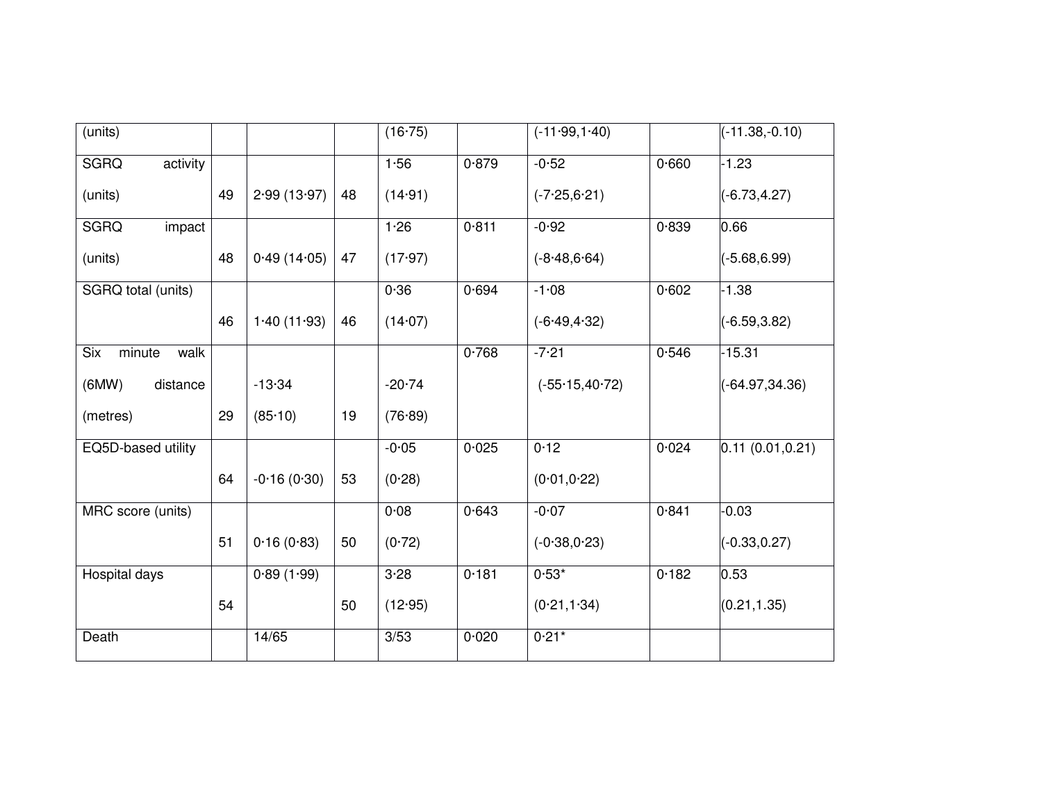| | | | | | | | | |
|---|---|---|---|---|---|---|---|---|
| (units) | | | | (16·75) | | (-11·99,1·40) | | (-11.38,-0.10) |
| SGRQ activity (units) | 49 | 2·99 (13·97) | 48 | 1·56 (14·91) | 0·879 | -0·52 (-7·25,6·21) | 0·660 | -1.23 (-6.73,4.27) |
| SGRQ impact (units) | 48 | 0·49 (14·05) | 47 | 1·26 (17·97) | 0·811 | -0·92 (-8·48,6·64) | 0·839 | 0.66 (-5.68,6.99) |
| SGRQ total (units) | 46 | 1·40 (11·93) | 46 | 0·36 (14·07) | 0·694 | -1·08 (-6·49,4·32) | 0·602 | -1.38 (-6.59,3.82) |
| Six minute walk (6MW) distance (metres) | 29 | -13·34 (85·10) | 19 | -20·74 (76·89) | 0·768 | -7·21 (-55·15,40·72) | 0·546 | -15.31 (-64.97,34.36) |
| EQ5D-based utility | 64 | -0·16 (0·30) | 53 | -0·05 (0·28) | 0·025 | 0·12 (0·01,0·22) | 0·024 | 0.11 (0.01,0.21) |
| MRC score (units) | 51 | 0·16 (0·83) | 50 | 0·08 (0·72) | 0·643 | -0·07 (-0·38,0·23) | 0·841 | -0.03 (-0.33,0.27) |
| Hospital days | 54 | 0·89 (1·99) | 50 | 3·28 (12·95) | 0·181 | 0·53* (0·21,1·34) | 0·182 | 0.53 (0.21,1.35) |
| Death | | 14/65 | | 3/53 | 0·020 | 0·21* | | |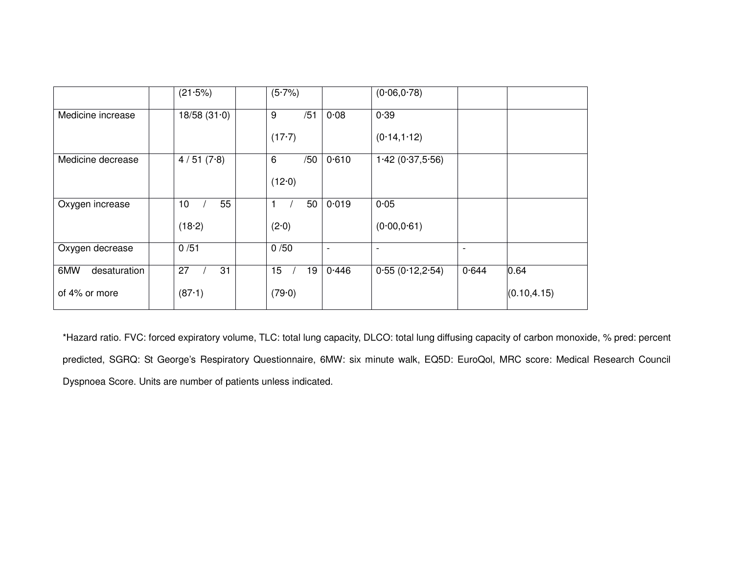| | | | | | | | |
|---|---|---|---|---|---|---|---|
| | | (21·5%) | | (5·7%) | | (0·06,0·78) | | |
| Medicine increase | | 18/58 (31·0) | | 9 /51 (17·7) | 0·08 | 0·39 (0·14,1·12) | | |
| Medicine decrease | | 4 / 51 (7·8) | | 6 /50 (12·0) | 0·610 | 1·42 (0·37,5·56) | | |
| Oxygen increase | | 10 / 55 (18·2) | | 1 / 50 (2·0) | 0·019 | 0·05 (0·00,0·61) | | |
| Oxygen decrease | | 0 /51 | | 0 /50 | - | - | - | |
| 6MW desaturation of 4% or more | | 27 / 31 (87·1) | | 15 / 19 (79·0) | 0·446 | 0·55 (0·12,2·54) | 0·644 | 0.64 (0.10,4.15) |

*Hazard ratio. FVC: forced expiratory volume, TLC: total lung capacity, DLCO: total lung diffusing capacity of carbon monoxide, % pred: percent predicted, SGRQ: St George's Respiratory Questionnaire, 6MW: six minute walk, EQ5D: EuroQol, MRC score: Medical Research Council Dyspnoea Score. Units are number of patients unless indicated.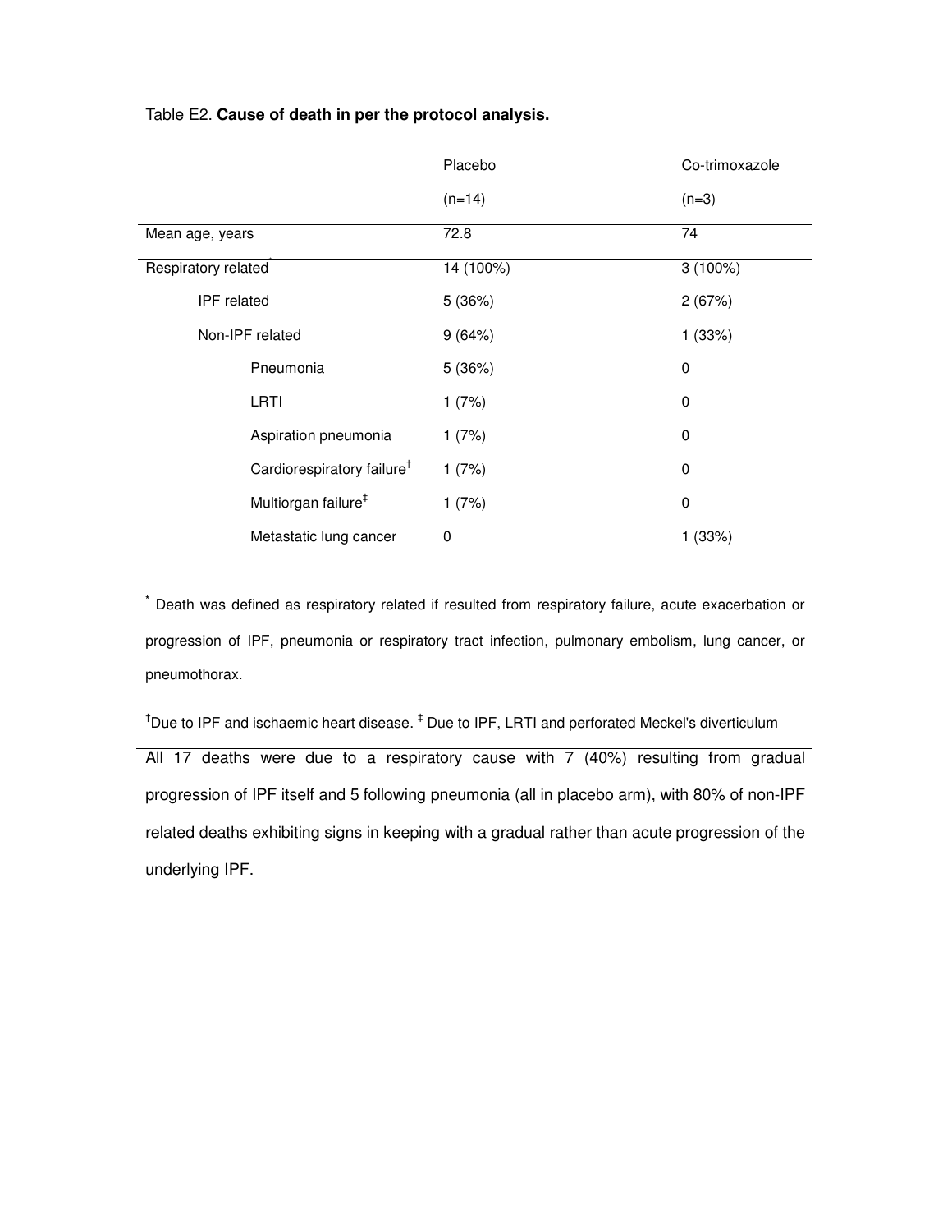Table E2. **Cause of death in per the protocol analysis.**

| | Placebo (n=14) | Co-trimoxazole (n=3) |
|---|---|---|
| Mean age, years | 72.8 | 74 |
| Respiratory related* | 14 (100%) | 3 (100%) |
| IPF related | 5 (36%) | 2 (67%) |
| Non-IPF related | 9 (64%) | 1 (33%) |
| Pneumonia | 5 (36%) | 0 |
| LRTI | 1 (7%) | 0 |
| Aspiration pneumonia | 1 (7%) | 0 |
| Cardiorespiratory failure† | 1 (7%) | 0 |
| Multiorgan failure‡ | 1 (7%) | 0 |
| Metastatic lung cancer | 0 | 1 (33%) |

* Death was defined as respiratory related if resulted from respiratory failure, acute exacerbation or progression of IPF, pneumonia or respiratory tract infection, pulmonary embolism, lung cancer, or pneumothorax.

† Due to IPF and ischaemic heart disease. ‡ Due to IPF, LRTI and perforated Meckel's diverticulum

All 17 deaths were due to a respiratory cause with 7 (40%) resulting from gradual progression of IPF itself and 5 following pneumonia (all in placebo arm), with 80% of non-IPF related deaths exhibiting signs in keeping with a gradual rather than acute progression of the underlying IPF.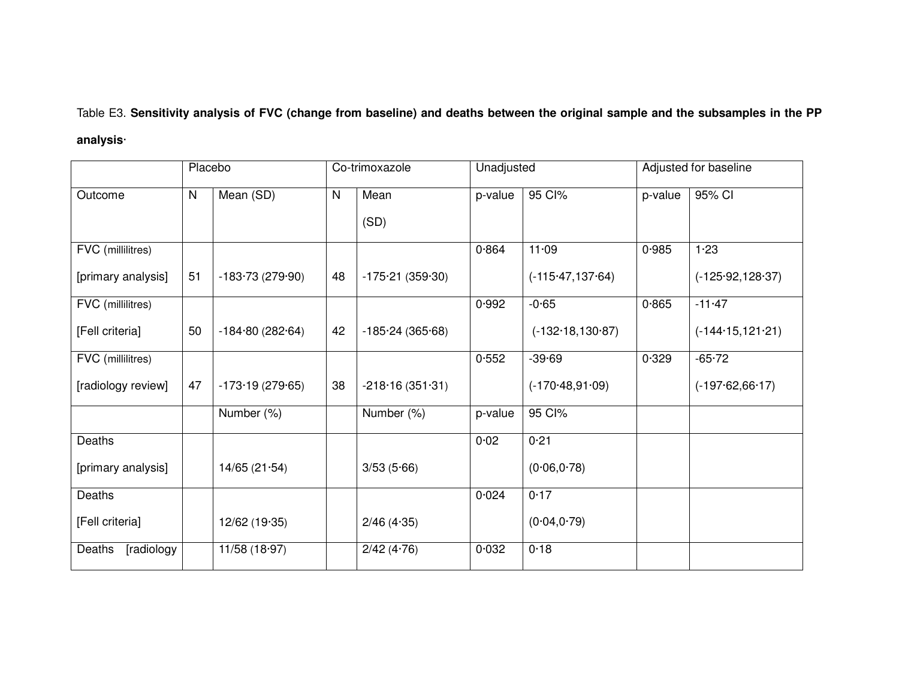Table E3. **Sensitivity analysis of FVC (change from baseline) and deaths between the original sample and the subsamples in the PP analysis·**

| | Placebo | | Co-trimoxazole | | Unadjusted | | Adjusted for baseline | |
|---|---|---|---|---|---|---|---|---|
| Outcome | N | Mean (SD) | N | Mean (SD) | p-value | 95 CI% | p-value | 95% CI |
| FVC (millilitres) [primary analysis] | 51 | -183·73 (279·90) | 48 | -175·21 (359·30) | 0·864 | 11·09 (-115·47,137·64) | 0·985 | 1·23 (-125·92,128·37) |
| FVC (millilitres) [Fell criteria] | 50 | -184·80 (282·64) | 42 | -185·24 (365·68) | 0·992 | -0·65 (-132·18,130·87) | 0·865 | -11·47 (-144·15,121·21) |
| FVC (millilitres) [radiology review] | 47 | -173·19 (279·65) | 38 | -218·16 (351·31) | 0·552 | -39·69 (-170·48,91·09) | 0·329 | -65·72 (-197·62,66·17) |
| | | Number (%) | | Number (%) | p-value | 95 CI% | | |
| Deaths [primary analysis] | | 14/65 (21·54) | | 3/53 (5·66) | 0·02 | 0·21 (0·06,0·78) | | |
| Deaths [Fell criteria] | | 12/62 (19·35) | | 2/46 (4·35) | 0·024 | 0·17 (0·04,0·79) | | |
| Deaths [radiology | | 11/58 (18·97) | | 2/42 (4·76) | 0·032 | 0·18 | | |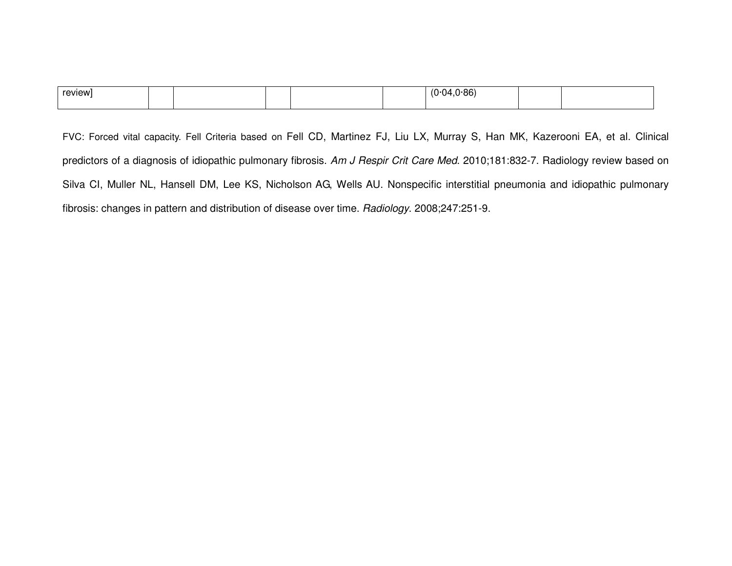| | | | | | | | | |
|---|---|---|---|---|---|---|---|---|
| review] | | | | | | (0·04,0·86) | | |

FVC: Forced vital capacity. Fell Criteria based on Fell CD, Martinez FJ, Liu LX, Murray S, Han MK, Kazerooni EA, et al. Clinical predictors of a diagnosis of idiopathic pulmonary fibrosis. *Am J Respir Crit Care Med*. 2010;181:832-7. Radiology review based on Silva CI, Muller NL, Hansell DM, Lee KS, Nicholson AG, Wells AU. Nonspecific interstitial pneumonia and idiopathic pulmonary fibrosis: changes in pattern and distribution of disease over time. *Radiology*. 2008;247:251-9.